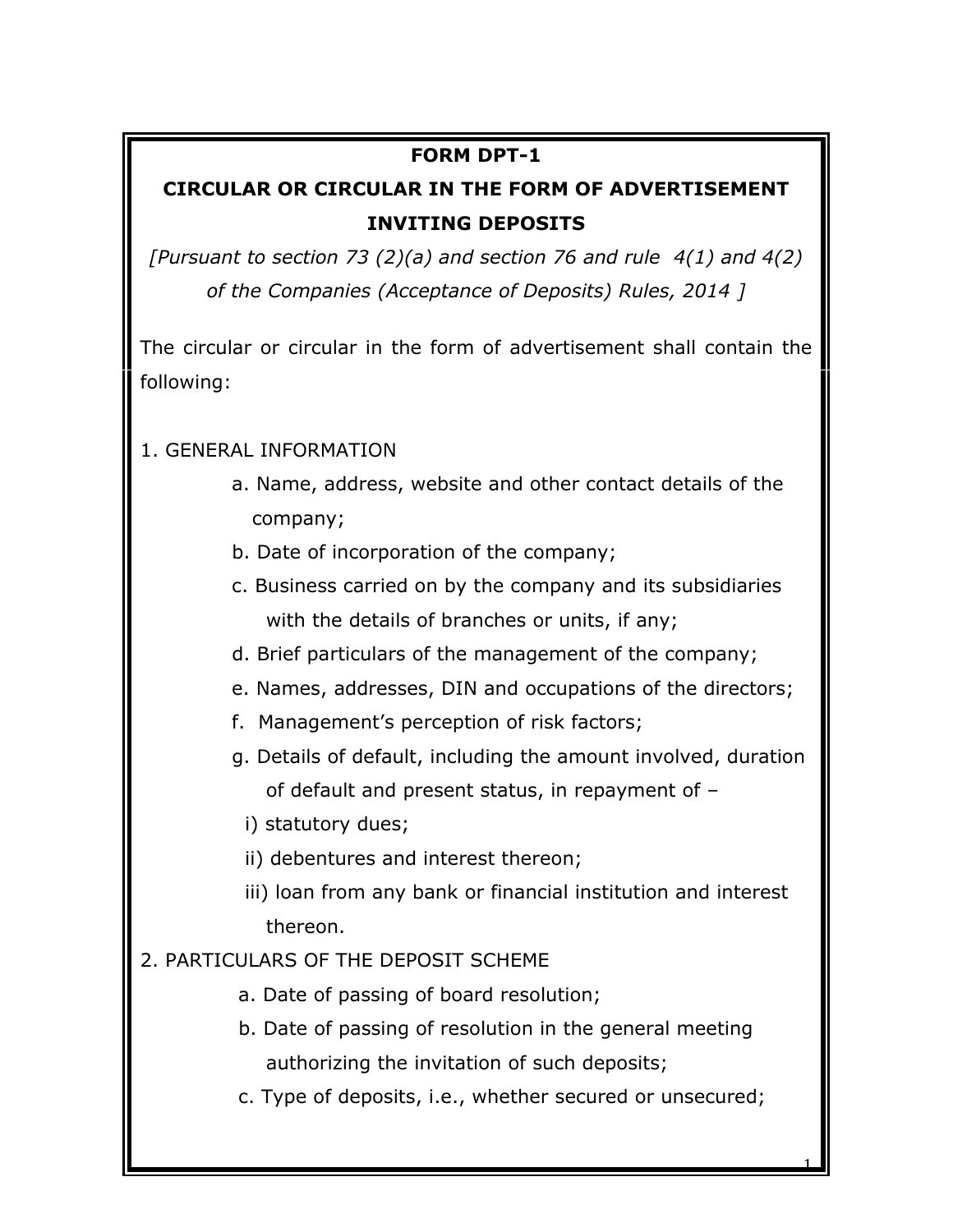# FORM DPT-1

## CIRCULAR OR CIRCULAR IN THE FORM OF ADVERTISEMENT INVITING DEPOSITS

*[Pursuant to section 73 (2)(a) and section 76 and rule 4(1) and 4(2) of the Companies (Acceptance of Deposits) Rules, 2014 ]*

The circular or circular in the form of advertisement shall contain the following:

1. GENERAL INFORMATION
   - a. Name, address, website and other contact details of the company;
   - b. Date of incorporation of the company;
   - c. Business carried on by the company and its subsidiaries with the details of branches or units, if any;
   - d. Brief particulars of the management of the company;
   - e. Names, addresses, DIN and occupations of the directors;
   - f. Management's perception of risk factors;
   - g. Details of default, including the amount involved, duration of default and present status, in repayment of –
     - i) statutory dues;
     - ii) debentures and interest thereon;
     - iii) loan from any bank or financial institution and interest thereon.
2. PARTICULARS OF THE DEPOSIT SCHEME
   - a. Date of passing of board resolution;
   - b. Date of passing of resolution in the general meeting authorizing the invitation of such deposits;
   - c. Type of deposits, i.e., whether secured or unsecured;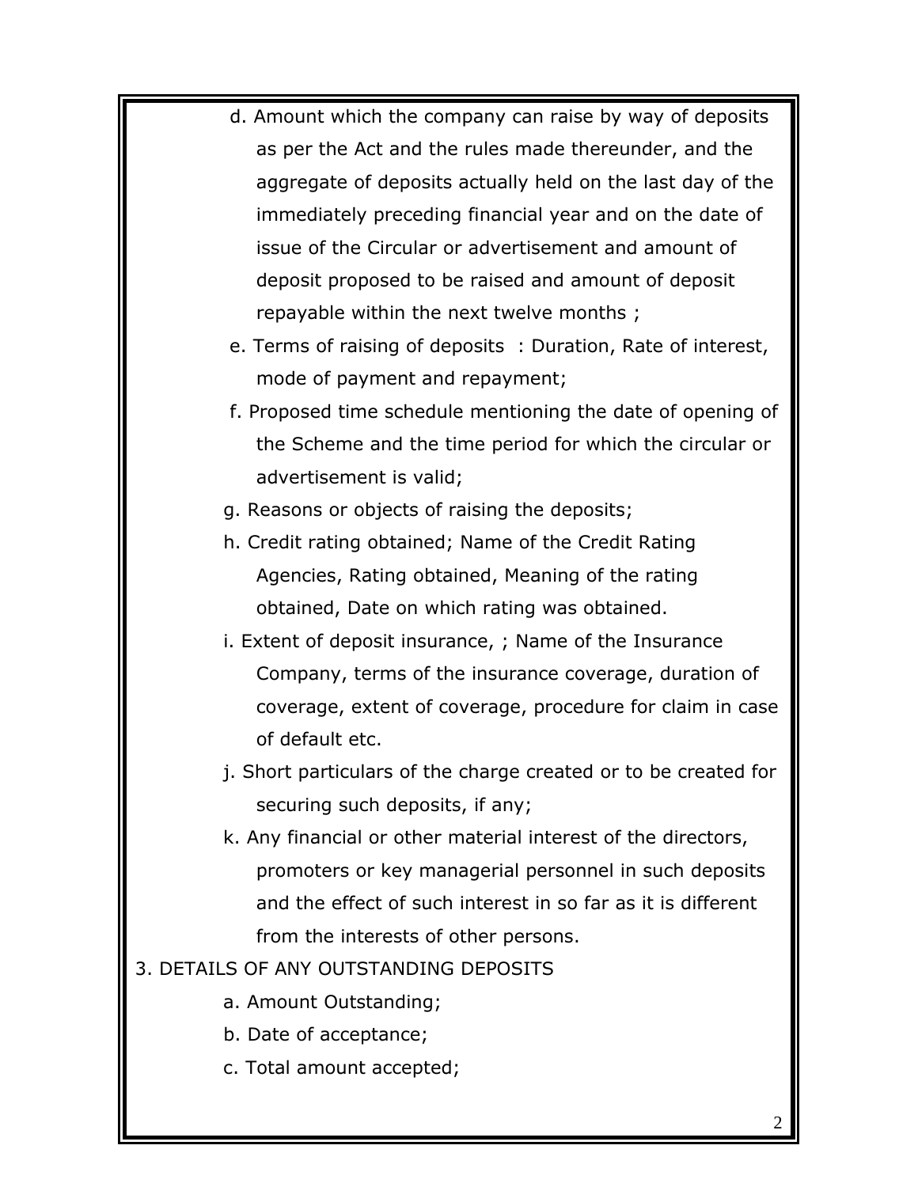d. Amount which the company can raise by way of deposits as per the Act and the rules made thereunder, and the aggregate of deposits actually held on the last day of the immediately preceding financial year and on the date of issue of the Circular or advertisement and amount of deposit proposed to be raised and amount of deposit repayable within the next twelve months ;

e. Terms of raising of deposits : Duration, Rate of interest, mode of payment and repayment;

f. Proposed time schedule mentioning the date of opening of the Scheme and the time period for which the circular or advertisement is valid;

g. Reasons or objects of raising the deposits;

h. Credit rating obtained; Name of the Credit Rating Agencies, Rating obtained, Meaning of the rating obtained, Date on which rating was obtained.

i. Extent of deposit insurance, ; Name of the Insurance Company, terms of the insurance coverage, duration of coverage, extent of coverage, procedure for claim in case of default etc.

j. Short particulars of the charge created or to be created for securing such deposits, if any;

k. Any financial or other material interest of the directors, promoters or key managerial personnel in such deposits and the effect of such interest in so far as it is different from the interests of other persons.

3. DETAILS OF ANY OUTSTANDING DEPOSITS

a. Amount Outstanding;

b. Date of acceptance;

c. Total amount accepted;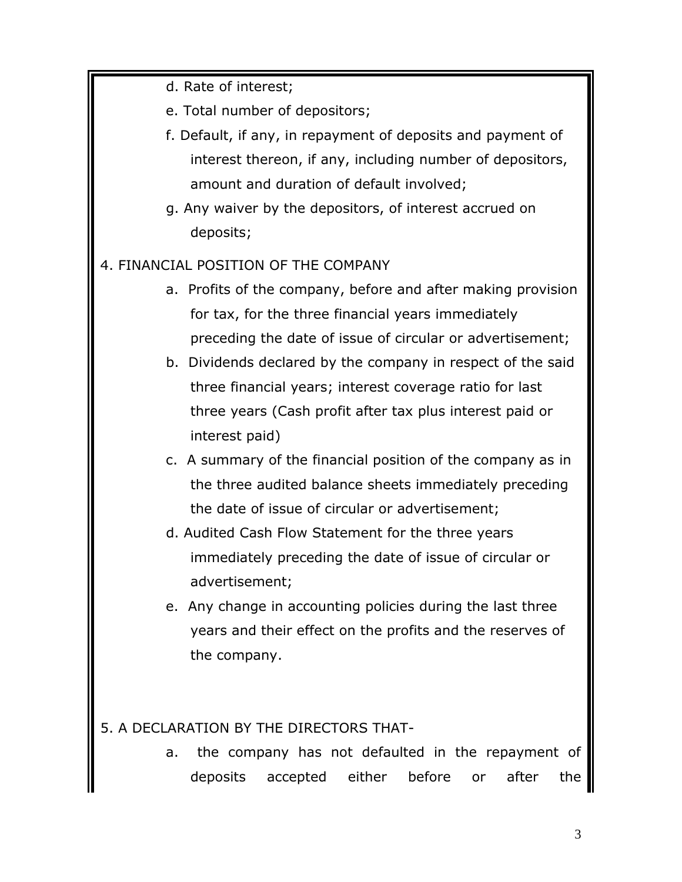d. Rate of interest;

e. Total number of depositors;

f. Default, if any, in repayment of deposits and payment of interest thereon, if any, including number of depositors, amount and duration of default involved;

g. Any waiver by the depositors, of interest accrued on deposits;

4. FINANCIAL POSITION OF THE COMPANY

a. Profits of the company, before and after making provision for tax, for the three financial years immediately preceding the date of issue of circular or advertisement;

b. Dividends declared by the company in respect of the said three financial years; interest coverage ratio for last three years (Cash profit after tax plus interest paid or interest paid)

c. A summary of the financial position of the company as in the three audited balance sheets immediately preceding the date of issue of circular or advertisement;

d. Audited Cash Flow Statement for the three years immediately preceding the date of issue of circular or advertisement;

e. Any change in accounting policies during the last three years and their effect on the profits and the reserves of the company.

5. A DECLARATION BY THE DIRECTORS THAT-

a. the company has not defaulted in the repayment of deposits accepted either before or after the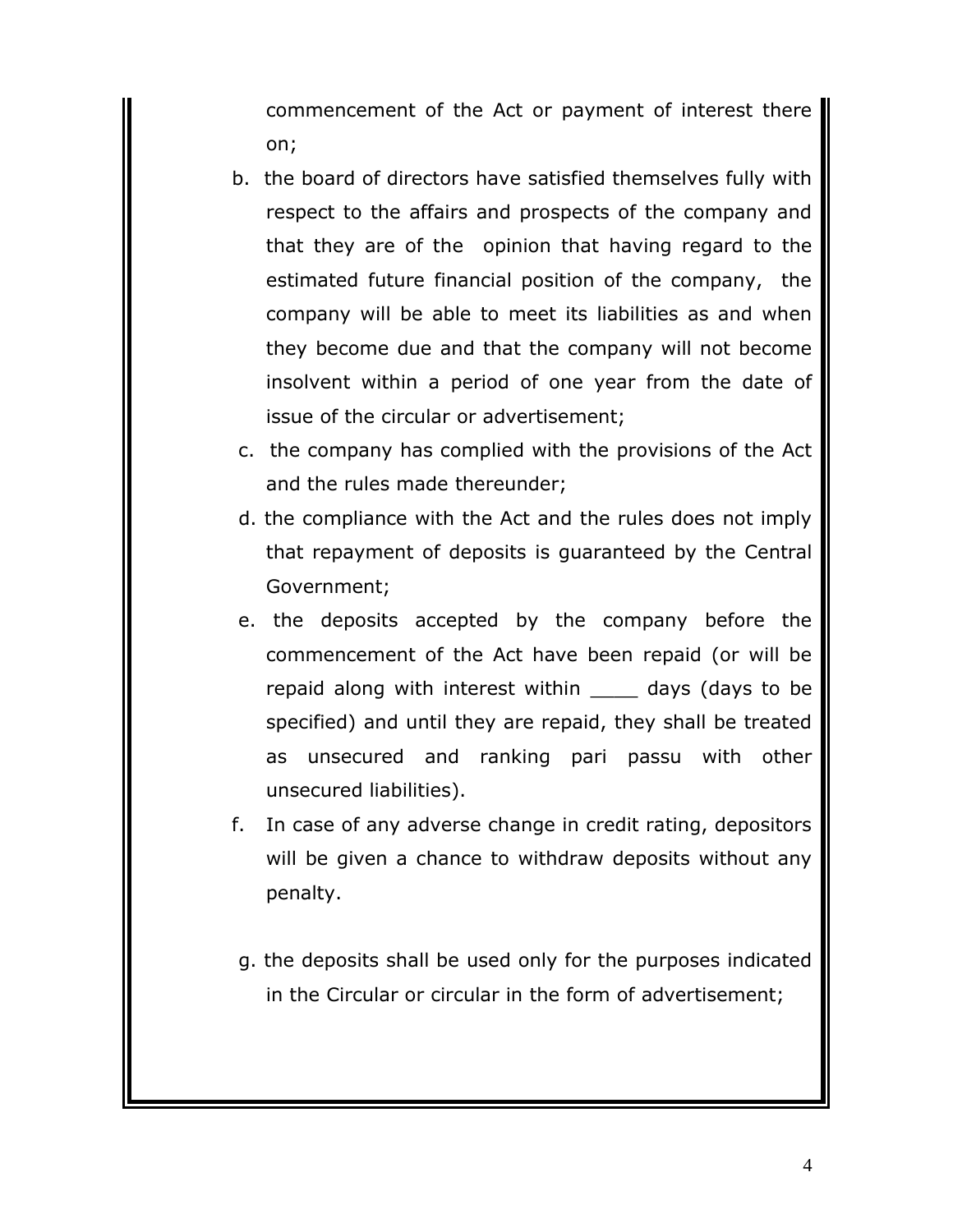commencement of the Act or payment of interest there on;

b. the board of directors have satisfied themselves fully with respect to the affairs and prospects of the company and that they are of the opinion that having regard to the estimated future financial position of the company, the company will be able to meet its liabilities as and when they become due and that the company will not become insolvent within a period of one year from the date of issue of the circular or advertisement;

c. the company has complied with the provisions of the Act and the rules made thereunder;

d. the compliance with the Act and the rules does not imply that repayment of deposits is guaranteed by the Central Government;

e. the deposits accepted by the company before the commencement of the Act have been repaid (or will be repaid along with interest within ____ days (days to be specified) and until they are repaid, they shall be treated as unsecured and ranking pari passu with other unsecured liabilities).

f. In case of any adverse change in credit rating, depositors will be given a chance to withdraw deposits without any penalty.

g. the deposits shall be used only for the purposes indicated in the Circular or circular in the form of advertisement;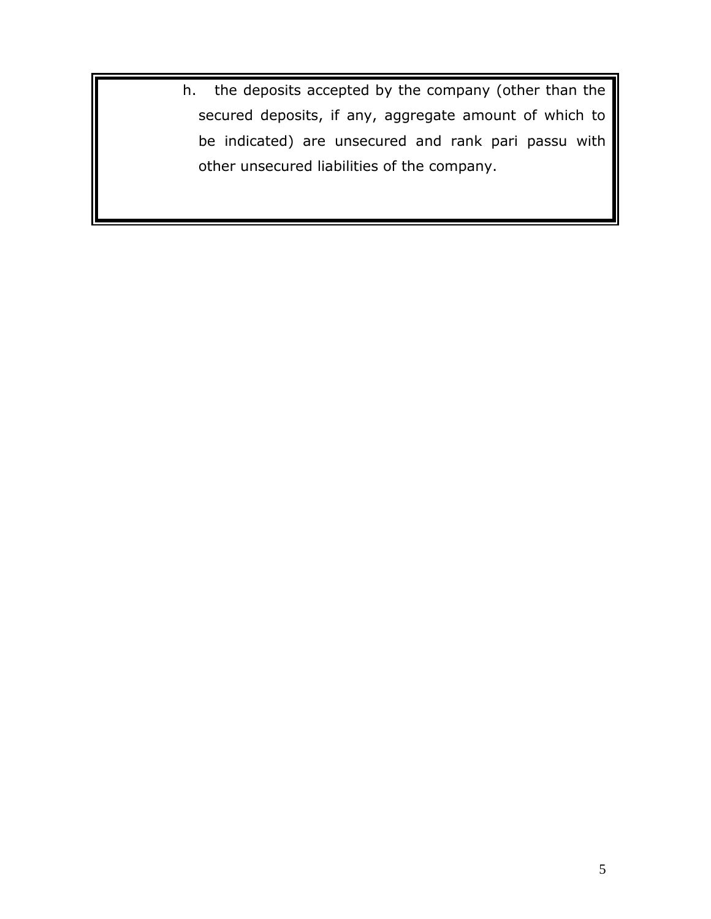h. the deposits accepted by the company (other than the secured deposits, if any, aggregate amount of which to be indicated) are unsecured and rank pari passu with other unsecured liabilities of the company.